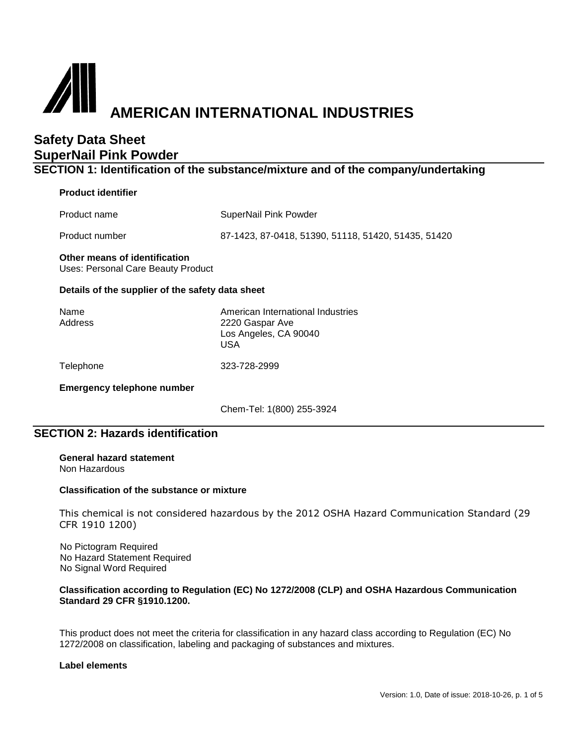# AMERICAN INTERNATIONAL INDUSTRIES

## Safety Data Sheet
## SuperNail Pink Powder

## SECTION 1: Identification of the substance/mixture and of the company/undertaking

**Product identifier**

| | |
|---|---|
| Product name | SuperNail Pink Powder |
| Product number | 87-1423, 87-0418, 51390, 51118, 51420, 51435, 51420 |

**Other means of identification**
Uses: Personal Care Beauty Product

**Details of the supplier of the safety data sheet**

| | |
|---|---|
| Name | American International Industries |
| Address | 2220 Gaspar Ave<br>Los Angeles, CA 90040<br>USA |
| Telephone | 323-728-2999 |

**Emergency telephone number**

Chem-Tel: 1(800) 255-3924

## SECTION 2: Hazards identification

**General hazard statement**
Non Hazardous

**Classification of the substance or mixture**

This chemical is not considered hazardous by the 2012 OSHA Hazard Communication Standard (29 CFR 1910 1200)

No Pictogram Required
No Hazard Statement Required
No Signal Word Required

**Classification according to Regulation (EC) No 1272/2008 (CLP) and OSHA Hazardous Communication Standard 29 CFR §1910.1200.**

This product does not meet the criteria for classification in any hazard class according to Regulation (EC) No 1272/2008 on classification, labeling and packaging of substances and mixtures.

**Label elements**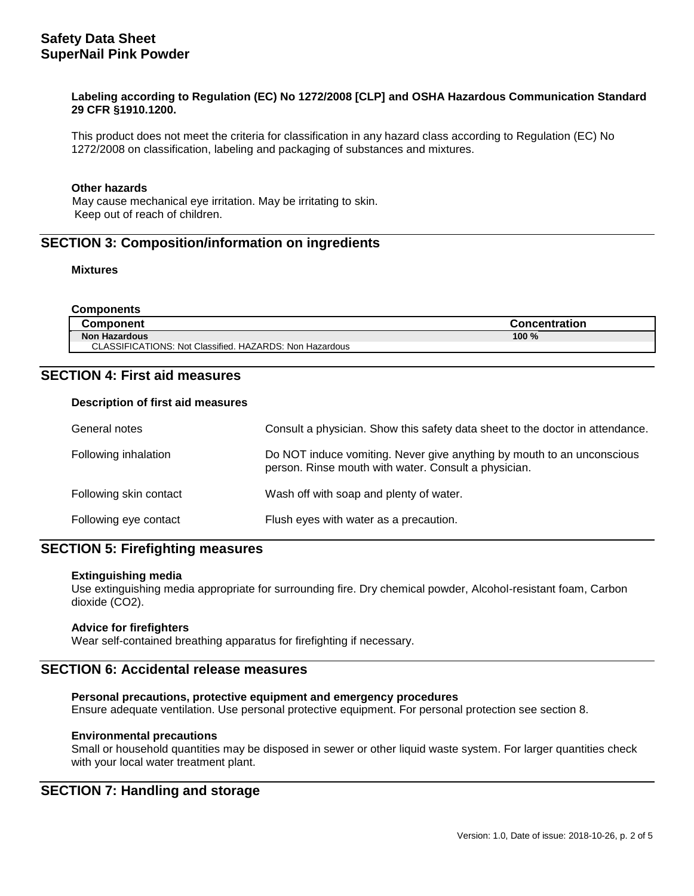**Labeling according to Regulation (EC) No 1272/2008 [CLP] and OSHA Hazardous Communication Standard 29 CFR §1910.1200.**

This product does not meet the criteria for classification in any hazard class according to Regulation (EC) No 1272/2008 on classification, labeling and packaging of substances and mixtures.

**Other hazards**

May cause mechanical eye irritation. May be irritating to skin.
Keep out of reach of children.

## SECTION 3: Composition/information on ingredients

**Mixtures**

**Components**

| Component | Concentration |
|---|---|
| **Non Hazardous** | **100 %** |
| CLASSIFICATIONS: Not Classified. HAZARDS: Non Hazardous | |

## SECTION 4: First aid measures

**Description of first aid measures**

| | |
|---|---|
| General notes | Consult a physician. Show this safety data sheet to the doctor in attendance. |
| Following inhalation | Do NOT induce vomiting. Never give anything by mouth to an unconscious person. Rinse mouth with water. Consult a physician. |
| Following skin contact | Wash off with soap and plenty of water. |
| Following eye contact | Flush eyes with water as a precaution. |

## SECTION 5: Firefighting measures

**Extinguishing media**

Use extinguishing media appropriate for surrounding fire. Dry chemical powder, Alcohol-resistant foam, Carbon dioxide ($CO_2$).

**Advice for firefighters**

Wear self-contained breathing apparatus for firefighting if necessary.

## SECTION 6: Accidental release measures

**Personal precautions, protective equipment and emergency procedures**

Ensure adequate ventilation. Use personal protective equipment. For personal protection see section 8.

**Environmental precautions**

Small or household quantities may be disposed in sewer or other liquid waste system. For larger quantities check with your local water treatment plant.

## SECTION 7: Handling and storage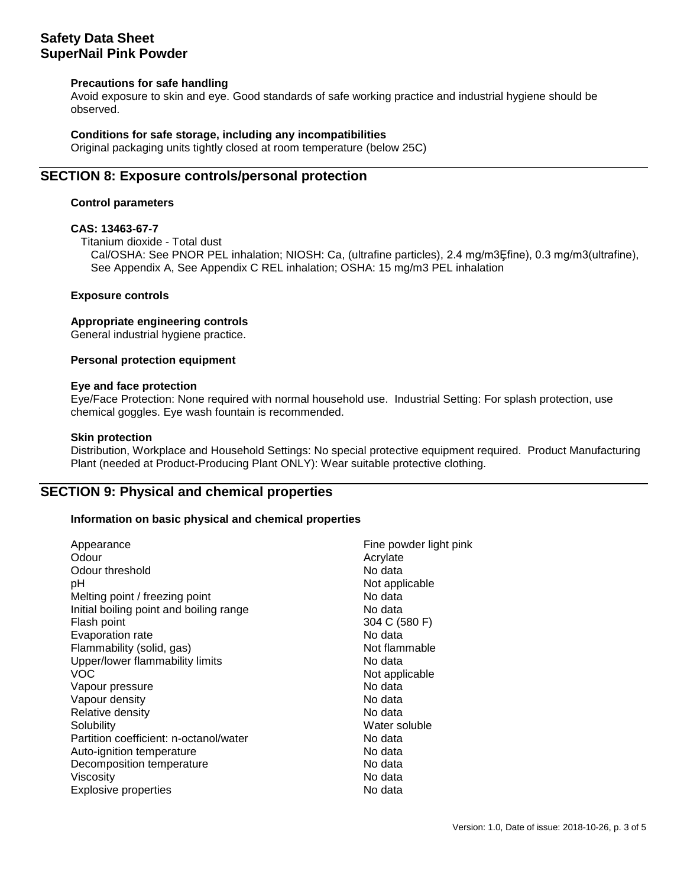**Precautions for safe handling**

Avoid exposure to skin and eye. Good standards of safe working practice and industrial hygiene should be observed.

**Conditions for safe storage, including any incompatibilities**

Original packaging units tightly closed at room temperature (below 25C)

## SECTION 8: Exposure controls/personal protection

**Control parameters**

**CAS: 13463-67-7**

Titanium dioxide - Total dust

Cal/OSHA: See PNOR PEL inhalation; NIOSH: Ca, (ultrafine particles), 2.4 mg/m3Ḙfine), 0.3 mg/m3(ultrafine), See Appendix A, See Appendix C REL inhalation; OSHA: 15 mg/m3 PEL inhalation

**Exposure controls**

**Appropriate engineering controls**

General industrial hygiene practice.

**Personal protection equipment**

**Eye and face protection**

Eye/Face Protection: None required with normal household use. Industrial Setting: For splash protection, use chemical goggles. Eye wash fountain is recommended.

**Skin protection**

Distribution, Workplace and Household Settings: No special protective equipment required. Product Manufacturing Plant (needed at Product-Producing Plant ONLY): Wear suitable protective clothing.

## SECTION 9: Physical and chemical properties

**Information on basic physical and chemical properties**

| | |
|---|---|
| Appearance | Fine powder light pink |
| Odour | Acrylate |
| Odour threshold | No data |
| pH | Not applicable |
| Melting point / freezing point | No data |
| Initial boiling point and boiling range | No data |
| Flash point | 304 C (580 F) |
| Evaporation rate | No data |
| Flammability (solid, gas) | Not flammable |
| Upper/lower flammability limits | No data |
| VOC | Not applicable |
| Vapour pressure | No data |
| Vapour density | No data |
| Relative density | No data |
| Solubility | Water soluble |
| Partition coefficient: n-octanol/water | No data |
| Auto-ignition temperature | No data |
| Decomposition temperature | No data |
| Viscosity | No data |
| Explosive properties | No data |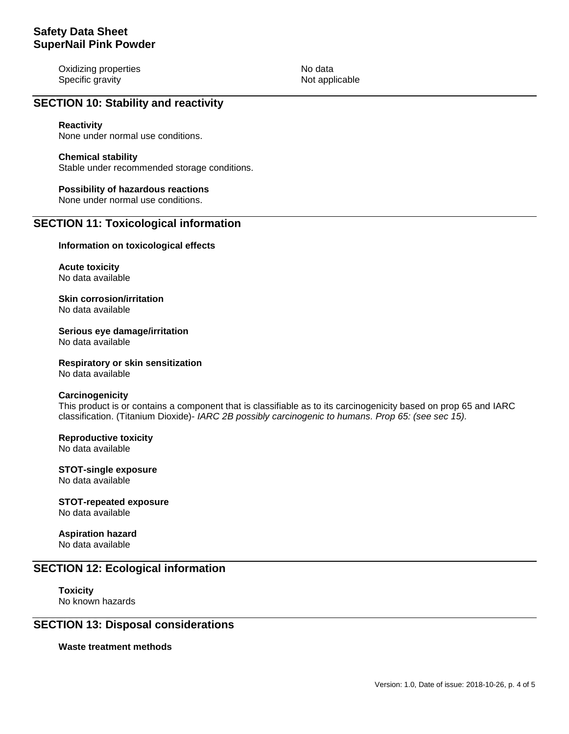| | |
|---|---|
| Oxidizing properties | No data |
| Specific gravity | Not applicable |

## SECTION 10: Stability and reactivity

**Reactivity**
None under normal use conditions.

**Chemical stability**
Stable under recommended storage conditions.

**Possibility of hazardous reactions**
None under normal use conditions.

## SECTION 11: Toxicological information

**Information on toxicological effects**

**Acute toxicity**
No data available

**Skin corrosion/irritation**
No data available

**Serious eye damage/irritation**
No data available

**Respiratory or skin sensitization**
No data available

**Carcinogenicity**
This product is or contains a component that is classifiable as to its carcinogenicity based on prop 65 and IARC classification. (Titanium Dioxide)- *IARC 2B possibly carcinogenic to humans. Prop 65: (see sec 15).*

**Reproductive toxicity**
No data available

**STOT-single exposure**
No data available

**STOT-repeated exposure**
No data available

**Aspiration hazard**
No data available

## SECTION 12: Ecological information

**Toxicity**
No known hazards

## SECTION 13: Disposal considerations

**Waste treatment methods**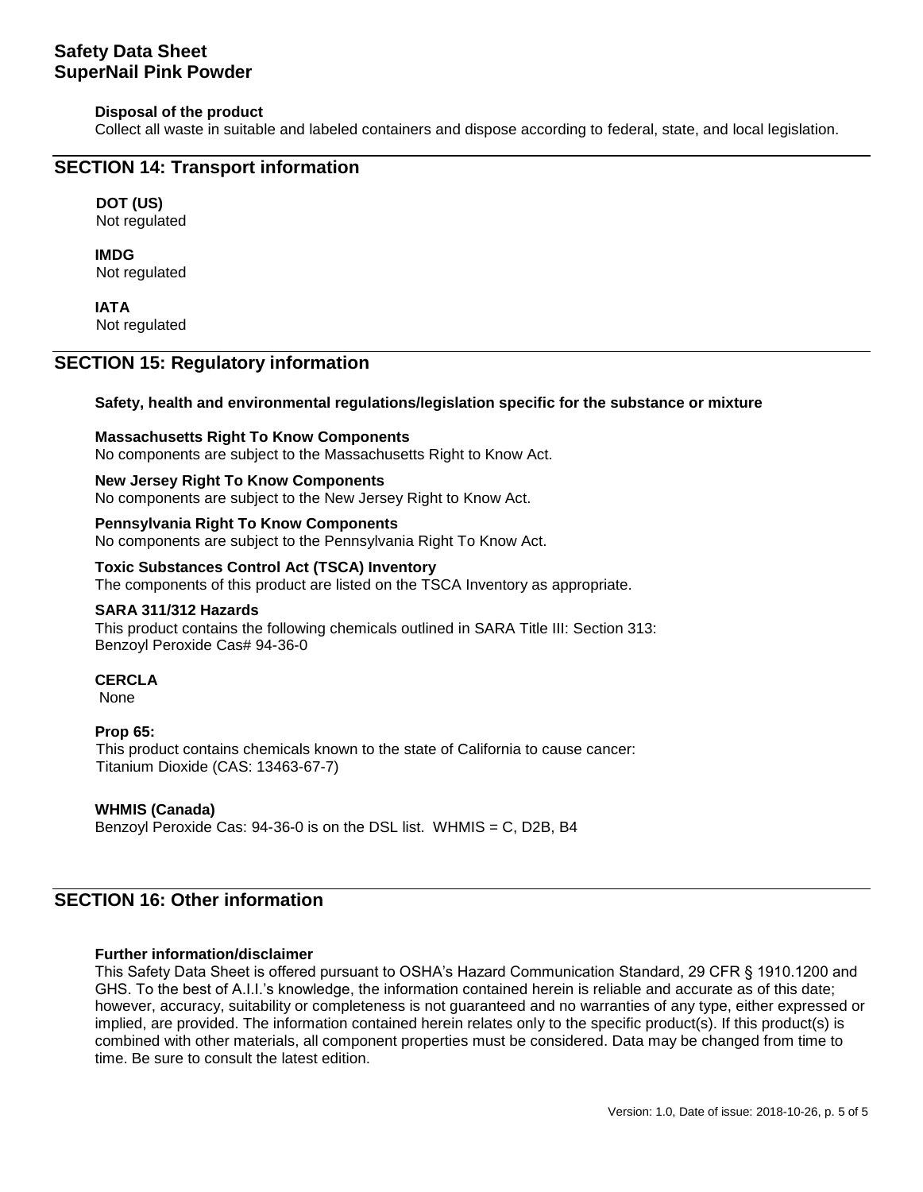**Disposal of the product**

Collect all waste in suitable and labeled containers and dispose according to federal, state, and local legislation.

## SECTION 14: Transport information

**DOT (US)**
Not regulated

**IMDG**
Not regulated

**IATA**
Not regulated

## SECTION 15: Regulatory information

**Safety, health and environmental regulations/legislation specific for the substance or mixture**

**Massachusetts Right To Know Components**
No components are subject to the Massachusetts Right to Know Act.

**New Jersey Right To Know Components**
No components are subject to the New Jersey Right to Know Act.

**Pennsylvania Right To Know Components**
No components are subject to the Pennsylvania Right To Know Act.

**Toxic Substances Control Act (TSCA) Inventory**
The components of this product are listed on the TSCA Inventory as appropriate.

**SARA 311/312 Hazards**
This product contains the following chemicals outlined in SARA Title III: Section 313:
Benzoyl Peroxide Cas# 94-36-0

**CERCLA**
None

**Prop 65:**
This product contains chemicals known to the state of California to cause cancer:
Titanium Dioxide (CAS: 13463-67-7)

**WHMIS (Canada)**
Benzoyl Peroxide Cas: 94-36-0 is on the DSL list. WHMIS = C, D2B, B4

## SECTION 16: Other information

**Further information/disclaimer**

This Safety Data Sheet is offered pursuant to OSHA's Hazard Communication Standard, 29 CFR § 1910.1200 and GHS. To the best of A.I.I.'s knowledge, the information contained herein is reliable and accurate as of this date; however, accuracy, suitability or completeness is not guaranteed and no warranties of any type, either expressed or implied, are provided. The information contained herein relates only to the specific product(s). If this product(s) is combined with other materials, all component properties must be considered. Data may be changed from time to time. Be sure to consult the latest edition.